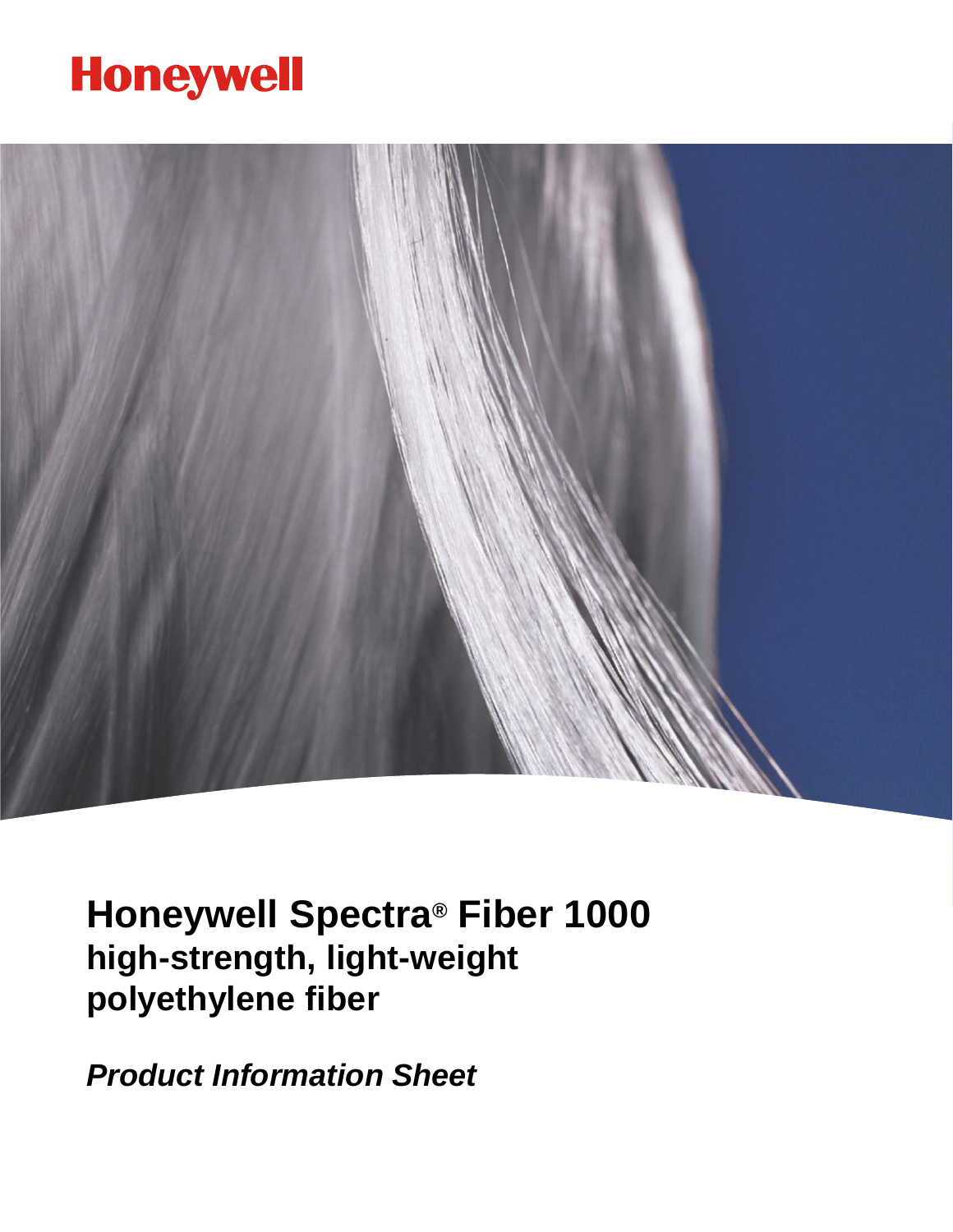Honeywell

# Honeywell Spectra® Fiber 1000

## high-strength, light-weight polyethylene fiber

***Product Information Sheet***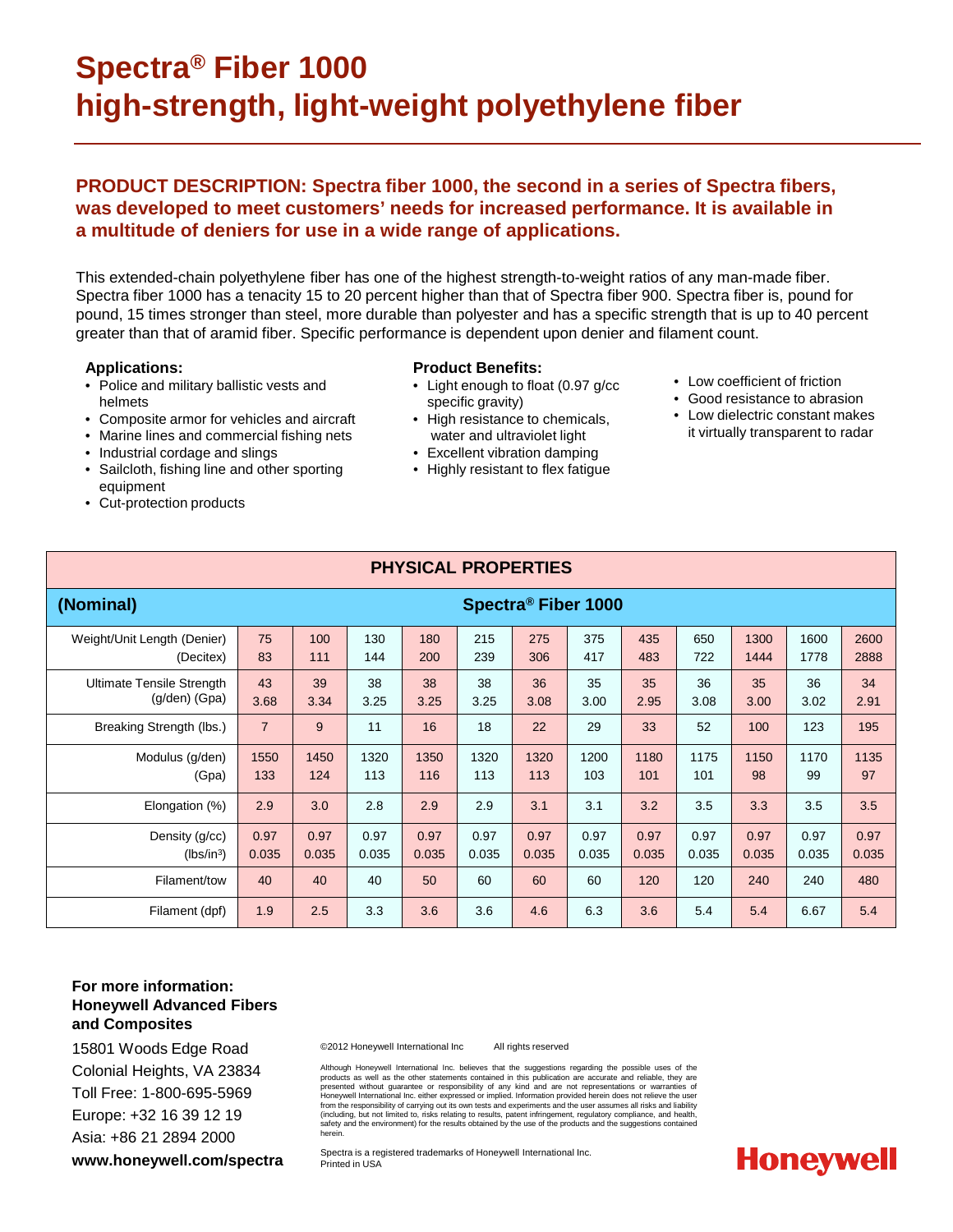# Spectra® Fiber 1000
# high-strength, light-weight polyethylene fiber

**PRODUCT DESCRIPTION: Spectra fiber 1000, the second in a series of Spectra fibers, was developed to meet customers' needs for increased performance. It is available in a multitude of deniers for use in a wide range of applications.**

This extended-chain polyethylene fiber has one of the highest strength-to-weight ratios of any man-made fiber. Spectra fiber 1000 has a tenacity 15 to 20 percent higher than that of Spectra fiber 900. Spectra fiber is, pound for pound, 15 times stronger than steel, more durable than polyester and has a specific strength that is up to 40 percent greater than that of aramid fiber. Specific performance is dependent upon denier and filament count.

### Applications:

- Police and military ballistic vests and helmets
- Composite armor for vehicles and aircraft
- Marine lines and commercial fishing nets
- Industrial cordage and slings
- Sailcloth, fishing line and other sporting equipment
- Cut-protection products

### Product Benefits:

- Light enough to float (0.97 g/cc specific gravity)
- High resistance to chemicals, water and ultraviolet light
- Excellent vibration damping
- Highly resistant to flex fatigue
- Low coefficient of friction
- Good resistance to abrasion
- Low dielectric constant makes it virtually transparent to radar

## PHYSICAL PROPERTIES

| (Nominal) | Spectra® Fiber 1000 | | | | | | | | | | | |
|---|---|---|---|---|---|---|---|---|---|---|---|---|
| Weight/Unit Length (Denier) | 75 | 100 | 130 | 180 | 215 | 275 | 375 | 435 | 650 | 1300 | 1600 | 2600 |
| (Decitex) | 83 | 111 | 144 | 200 | 239 | 306 | 417 | 483 | 722 | 1444 | 1778 | 2888 |
| Ultimate Tensile Strength (g/den) | 43 | 39 | 38 | 38 | 38 | 36 | 35 | 35 | 36 | 35 | 36 | 34 |
| (Gpa) | 3.68 | 3.34 | 3.25 | 3.25 | 3.25 | 3.08 | 3.00 | 2.95 | 3.08 | 3.00 | 3.02 | 2.91 |
| Breaking Strength (lbs.) | 7 | 9 | 11 | 16 | 18 | 22 | 29 | 33 | 52 | 100 | 123 | 195 |
| Modulus (g/den) | 1550 | 1450 | 1320 | 1350 | 1320 | 1320 | 1200 | 1180 | 1175 | 1150 | 1170 | 1135 |
| (Gpa) | 133 | 124 | 113 | 116 | 113 | 113 | 103 | 101 | 101 | 98 | 99 | 97 |
| Elongation (%) | 2.9 | 3.0 | 2.8 | 2.9 | 2.9 | 3.1 | 3.1 | 3.2 | 3.5 | 3.3 | 3.5 | 3.5 |
| Density (g/cc) | 0.97 | 0.97 | 0.97 | 0.97 | 0.97 | 0.97 | 0.97 | 0.97 | 0.97 | 0.97 | 0.97 | 0.97 |
| (lbs/in³) | 0.035 | 0.035 | 0.035 | 0.035 | 0.035 | 0.035 | 0.035 | 0.035 | 0.035 | 0.035 | 0.035 | 0.035 |
| Filament/tow | 40 | 40 | 40 | 50 | 60 | 60 | 60 | 120 | 120 | 240 | 240 | 480 |
| Filament (dpf) | 1.9 | 2.5 | 3.3 | 3.6 | 3.6 | 4.6 | 6.3 | 3.6 | 5.4 | 5.4 | 6.67 | 5.4 |

**For more information:**
**Honeywell Advanced Fibers and Composites**

15801 Woods Edge Road
Colonial Heights, VA 23834
Toll Free: 1-800-695-5969
Europe: +32 16 39 12 19
Asia: +86 21 2894 2000
**www.honeywell.com/spectra**

©2012 Honeywell International Inc All rights reserved

Although Honeywell International Inc. believes that the suggestions regarding the possible uses of the products as well as the other statements contained in this publication are accurate and reliable, they are presented without guarantee or responsibility of any kind and are not representations or warranties of Honeywell International Inc. either expressed or implied. Information provided herein does not relieve the user from the responsibility of carrying out its own tests and experiments and the user assumes all risks and liability (including, but not limited to, risks relating to results, patent infringement, regulatory compliance, and health, safety and the environment) for the results obtained by the use of the products and the suggestions contained herein.

Spectra is a registered trademarks of Honeywell International Inc.
Printed in USA

Honeywell